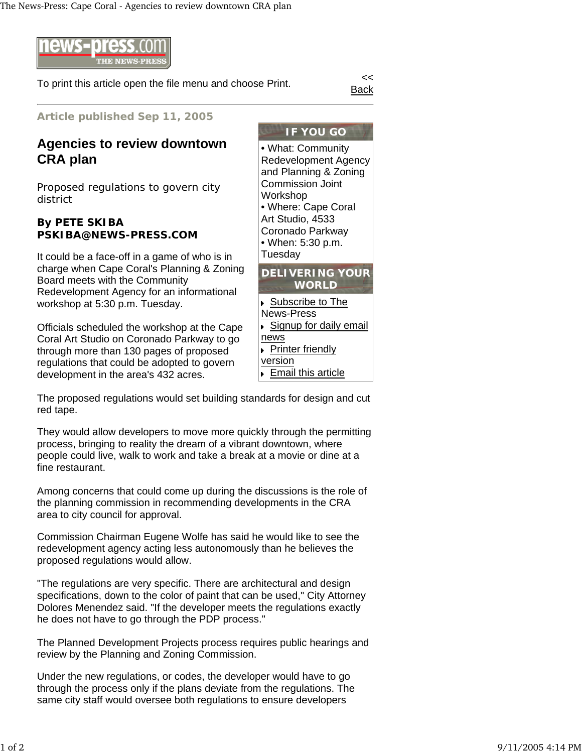To print this article open the file menu and choose Print.

<< Back

**Article published Sep 11, 2005**

# Agencies to review downtown CRA plan

Proposed regulations to govern city district

**By PETE SKIBA**
**PSKIBA@NEWS-PRESS.COM**

It could be a face-off in a game of who is in charge when Cape Coral's Planning & Zoning Board meets with the Community Redevelopment Agency for an informational workshop at 5:30 p.m. Tuesday.

Officials scheduled the workshop at the Cape Coral Art Studio on Coronado Parkway to go through more than 130 pages of proposed regulations that could be adopted to govern development in the area's 432 acres.

**IF YOU GO**

- What: Community Redevelopment Agency and Planning & Zoning Commission Joint Workshop
- Where: Cape Coral Art Studio, 4533 Coronado Parkway
- When: 5:30 p.m. Tuesday

**DELIVERING YOUR WORLD**

- Subscribe to The News-Press
- Signup for daily email news
- Printer friendly version
- Email this article

The proposed regulations would set building standards for design and cut red tape.

They would allow developers to move more quickly through the permitting process, bringing to reality the dream of a vibrant downtown, where people could live, walk to work and take a break at a movie or dine at a fine restaurant.

Among concerns that could come up during the discussions is the role of the planning commission in recommending developments in the CRA area to city council for approval.

Commission Chairman Eugene Wolfe has said he would like to see the redevelopment agency acting less autonomously than he believes the proposed regulations would allow.

"The regulations are very specific. There are architectural and design specifications, down to the color of paint that can be used," City Attorney Dolores Menendez said. "If the developer meets the regulations exactly he does not have to go through the PDP process."

The Planned Development Projects process requires public hearings and review by the Planning and Zoning Commission.

Under the new regulations, or codes, the developer would have to go through the process only if the plans deviate from the regulations. The same city staff would oversee both regulations to ensure developers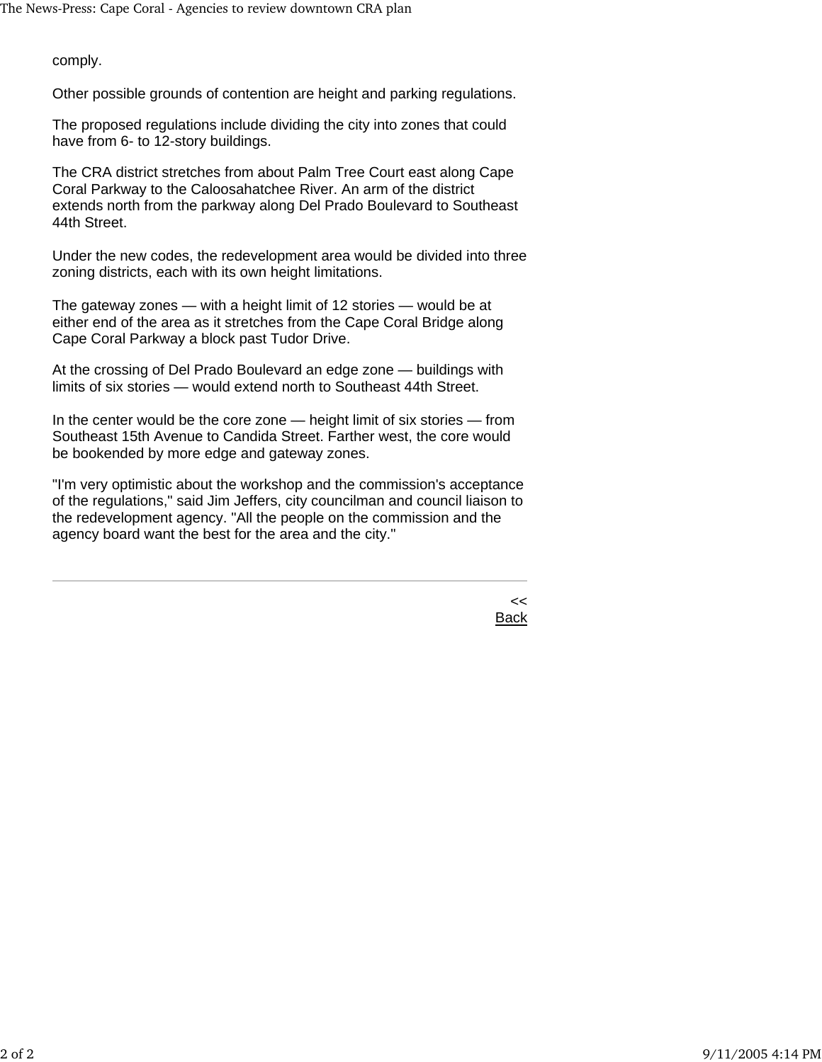comply.

Other possible grounds of contention are height and parking regulations.

The proposed regulations include dividing the city into zones that could have from 6- to 12-story buildings.

The CRA district stretches from about Palm Tree Court east along Cape Coral Parkway to the Caloosahatchee River. An arm of the district extends north from the parkway along Del Prado Boulevard to Southeast 44th Street.

Under the new codes, the redevelopment area would be divided into three zoning districts, each with its own height limitations.

The gateway zones — with a height limit of 12 stories — would be at either end of the area as it stretches from the Cape Coral Bridge along Cape Coral Parkway a block past Tudor Drive.

At the crossing of Del Prado Boulevard an edge zone — buildings with limits of six stories — would extend north to Southeast 44th Street.

In the center would be the core zone — height limit of six stories — from Southeast 15th Avenue to Candida Street. Farther west, the core would be bookended by more edge and gateway zones.

"I'm very optimistic about the workshop and the commission's acceptance of the regulations," said Jim Jeffers, city councilman and council liaison to the redevelopment agency. "All the people on the commission and the agency board want the best for the area and the city."

---

<< Back